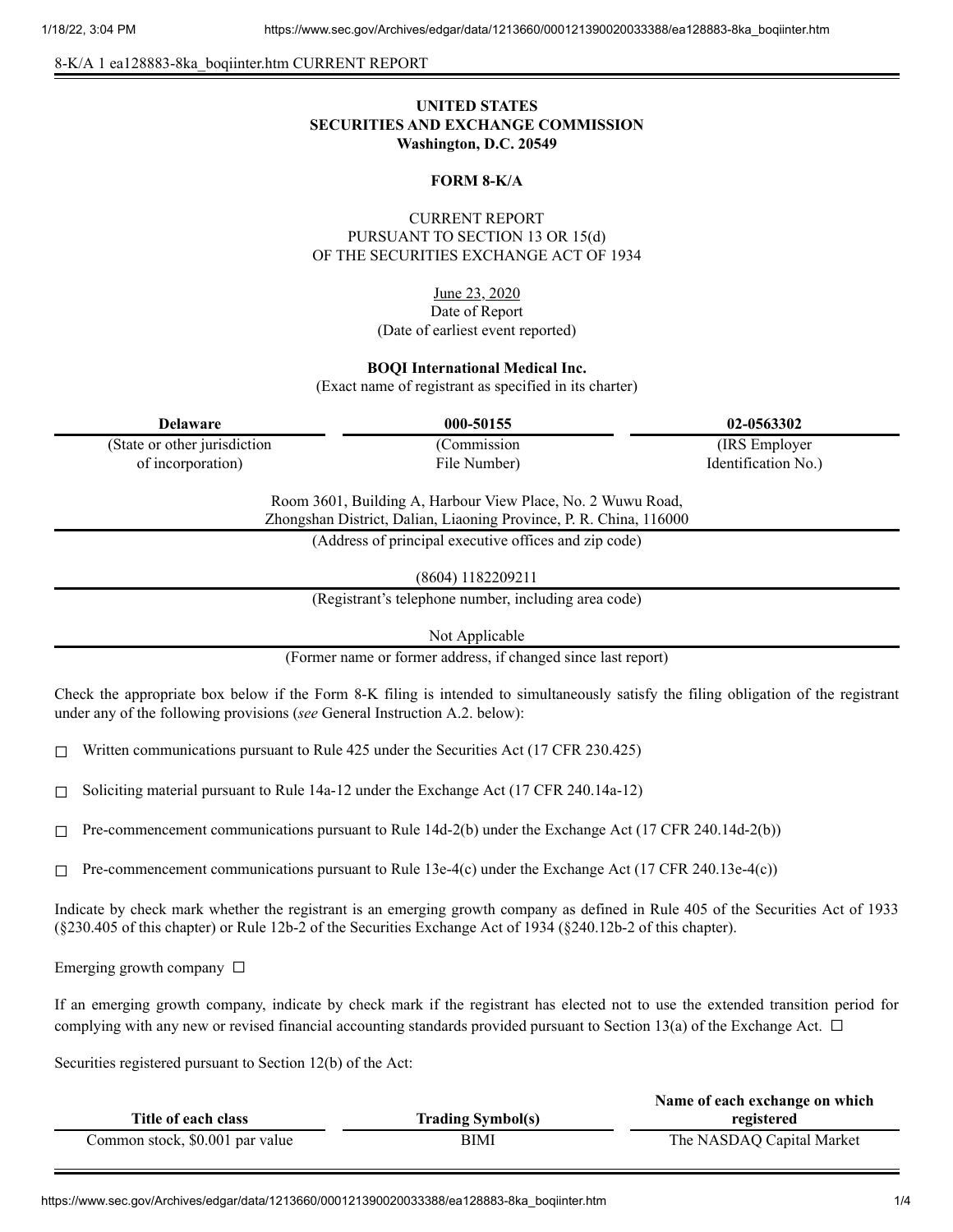8-K/A 1 ea128883-8ka_boqiinter.htm CURRENT REPORT

**UNITED STATES**
**SECURITIES AND EXCHANGE COMMISSION**
**Washington, D.C. 20549**

**FORM 8-K/A**

CURRENT REPORT
PURSUANT TO SECTION 13 OR 15(d)
OF THE SECURITIES EXCHANGE ACT OF 1934

June 23, 2020
Date of Report
(Date of earliest event reported)

**BOQI International Medical Inc.**
(Exact name of registrant as specified in its charter)

| **Delaware** | **000-50155** | **02-0563302** |
|---|---|---|
| (State or other jurisdiction of incorporation) | (Commission File Number) | (IRS Employer Identification No.) |

Room 3601, Building A, Harbour View Place, No. 2 Wuwu Road,
Zhongshan District, Dalian, Liaoning Province, P. R. China, 116000
(Address of principal executive offices and zip code)

(8604) 1182209211
(Registrant's telephone number, including area code)

Not Applicable
(Former name or former address, if changed since last report)

Check the appropriate box below if the Form 8-K filing is intended to simultaneously satisfy the filing obligation of the registrant under any of the following provisions (*see* General Instruction A.2. below):

☐ Written communications pursuant to Rule 425 under the Securities Act (17 CFR 230.425)

☐ Soliciting material pursuant to Rule 14a-12 under the Exchange Act (17 CFR 240.14a-12)

☐ Pre-commencement communications pursuant to Rule 14d-2(b) under the Exchange Act (17 CFR 240.14d-2(b))

☐ Pre-commencement communications pursuant to Rule 13e-4(c) under the Exchange Act (17 CFR 240.13e-4(c))

Indicate by check mark whether the registrant is an emerging growth company as defined in Rule 405 of the Securities Act of 1933 (§230.405 of this chapter) or Rule 12b-2 of the Securities Exchange Act of 1934 (§240.12b-2 of this chapter).

Emerging growth company ☐

If an emerging growth company, indicate by check mark if the registrant has elected not to use the extended transition period for complying with any new or revised financial accounting standards provided pursuant to Section 13(a) of the Exchange Act. ☐

Securities registered pursuant to Section 12(b) of the Act:

| Title of each class | Trading Symbol(s) | Name of each exchange on which registered |
|---|---|---|
| Common stock, $0.001 par value | BIMI | The NASDAQ Capital Market |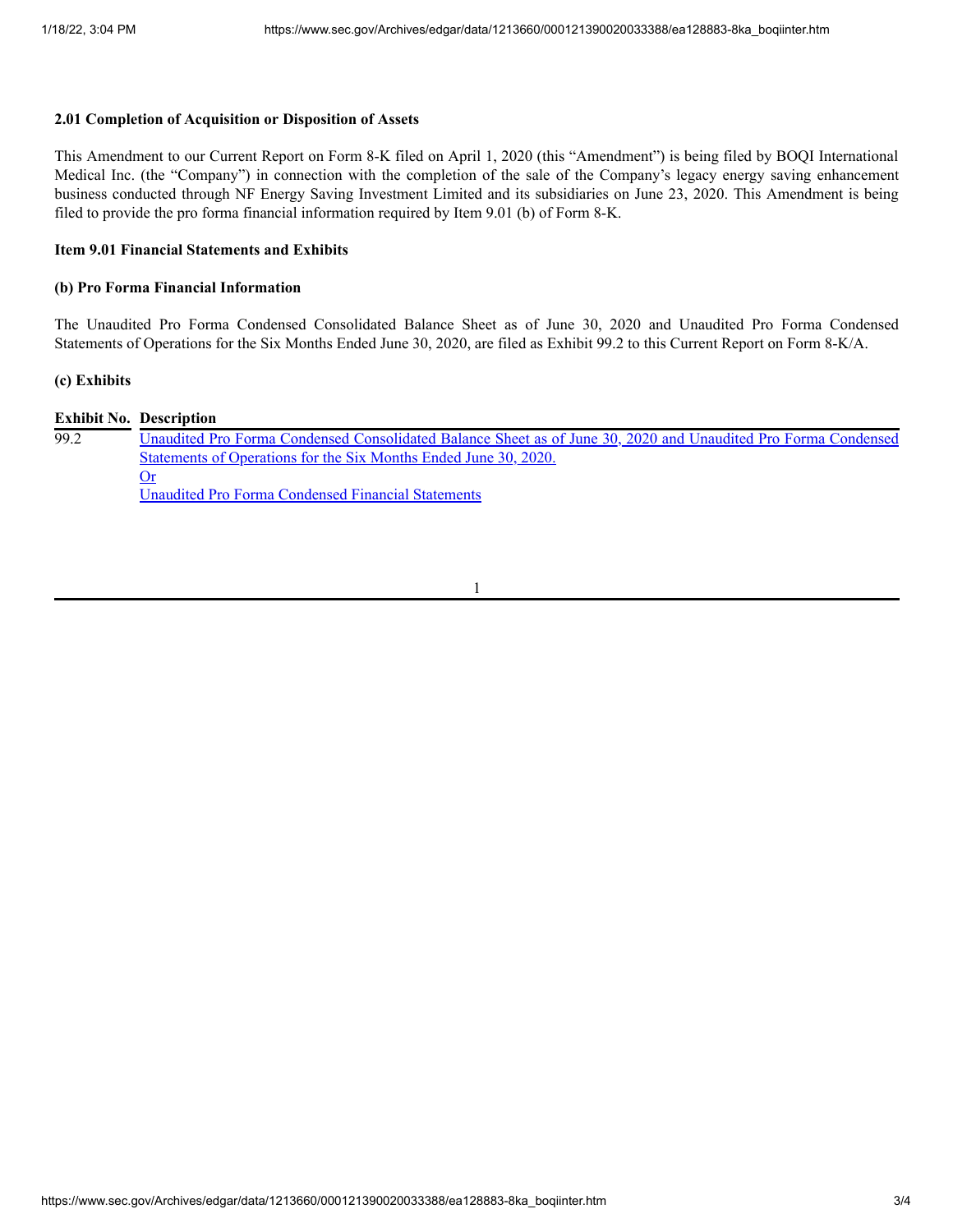### 2.01 Completion of Acquisition or Disposition of Assets

This Amendment to our Current Report on Form 8-K filed on April 1, 2020 (this "Amendment") is being filed by BOQI International Medical Inc. (the "Company") in connection with the completion of the sale of the Company's legacy energy saving enhancement business conducted through NF Energy Saving Investment Limited and its subsidiaries on June 23, 2020. This Amendment is being filed to provide the pro forma financial information required by Item 9.01 (b) of Form 8-K.

### Item 9.01 Financial Statements and Exhibits

#### (b) Pro Forma Financial Information

The Unaudited Pro Forma Condensed Consolidated Balance Sheet as of June 30, 2020 and Unaudited Pro Forma Condensed Statements of Operations for the Six Months Ended June 30, 2020, are filed as Exhibit 99.2 to this Current Report on Form 8-K/A.

#### (c) Exhibits

| Exhibit No. | Description |
|---|---|
| 99.2 | Unaudited Pro Forma Condensed Consolidated Balance Sheet as of June 30, 2020 and Unaudited Pro Forma Condensed Statements of Operations for the Six Months Ended June 30, 2020.<br>Or<br>Unaudited Pro Forma Condensed Financial Statements |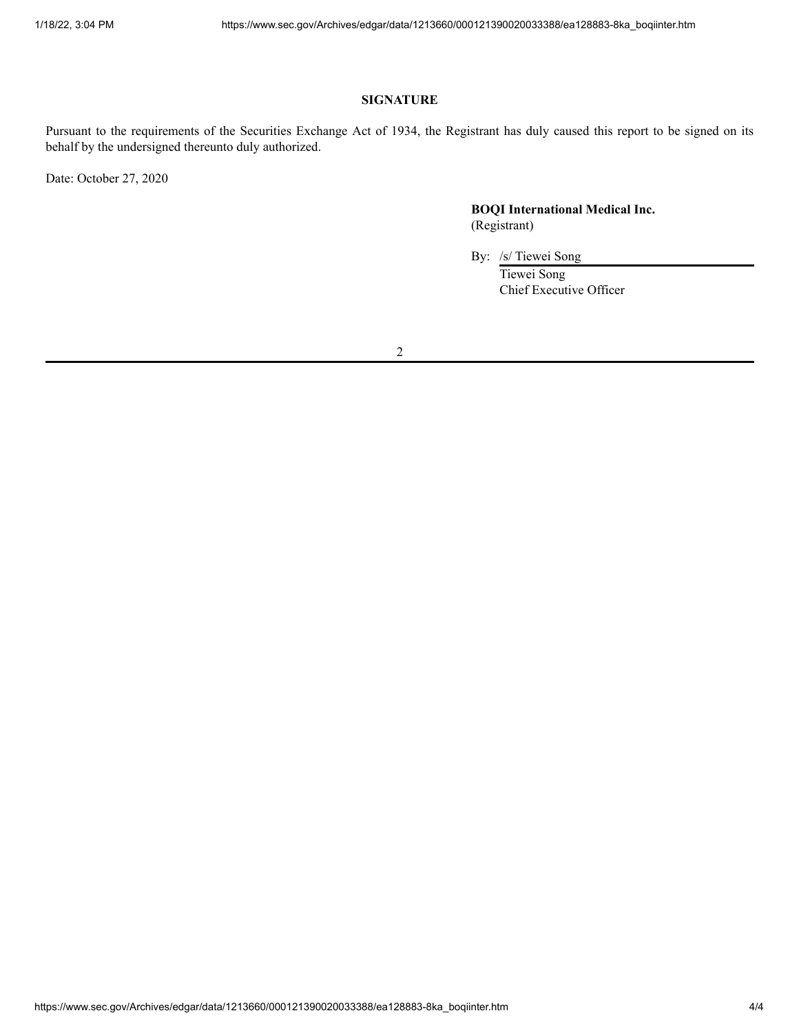## SIGNATURE

Pursuant to the requirements of the Securities Exchange Act of 1934, the Registrant has duly caused this report to be signed on its behalf by the undersigned thereunto duly authorized.

Date: October 27, 2020

**BOQI International Medical Inc.**
(Registrant)

By: /s/ Tiewei Song
Tiewei Song
Chief Executive Officer